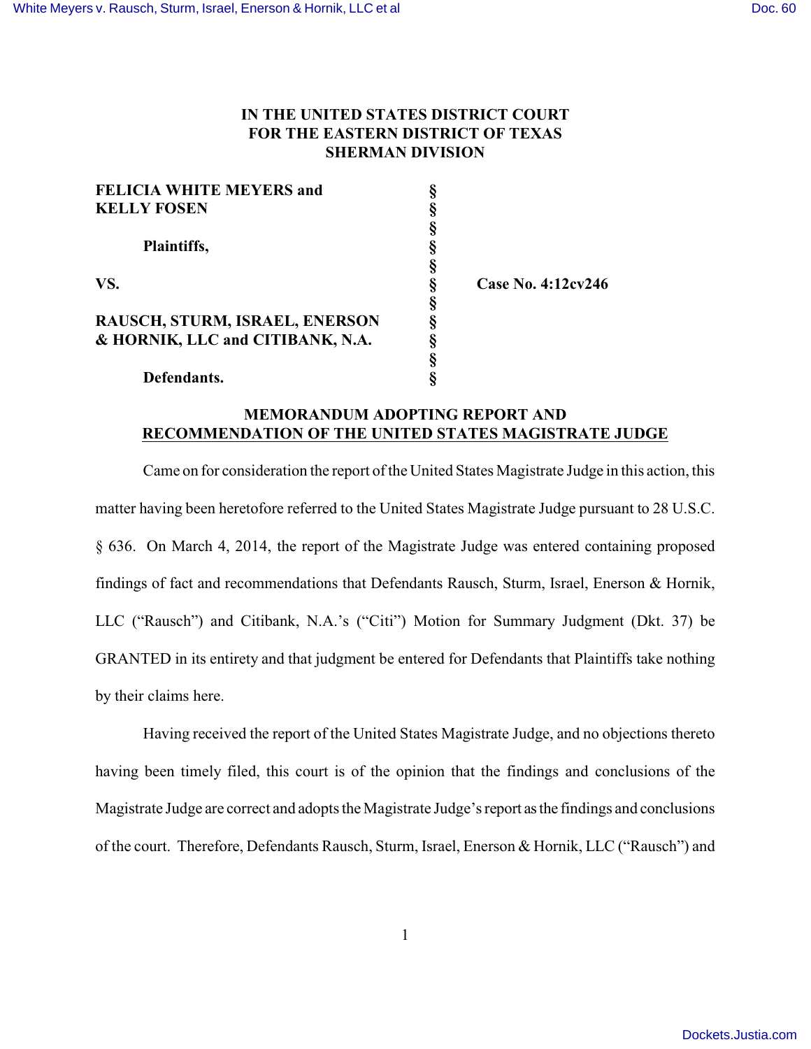**IN THE UNITED STATES DISTRICT COURT**
**FOR THE EASTERN DISTRICT OF TEXAS**
**SHERMAN DIVISION**

| | | |
|---|---|---|
| **FELICIA WHITE MEYERS and KELLY FOSEN** | § | |
| | § | |
| **Plaintiffs,** | § | |
| | § | |
| **VS.** | § | **Case No. 4:12cv246** |
| | § | |
| **RAUSCH, STURM, ISRAEL, ENERSON & HORNIK, LLC and CITIBANK, N.A.** | § | |
| | § | |
| **Defendants.** | § | |

**MEMORANDUM ADOPTING REPORT AND RECOMMENDATION OF THE UNITED STATES MAGISTRATE JUDGE**

Came on for consideration the report of the United States Magistrate Judge in this action, this matter having been heretofore referred to the United States Magistrate Judge pursuant to 28 U.S.C. § 636. On March 4, 2014, the report of the Magistrate Judge was entered containing proposed findings of fact and recommendations that Defendants Rausch, Sturm, Israel, Enerson & Hornik, LLC ("Rausch") and Citibank, N.A.'s ("Citi") Motion for Summary Judgment (Dkt. 37) be GRANTED in its entirety and that judgment be entered for Defendants that Plaintiffs take nothing by their claims here.

Having received the report of the United States Magistrate Judge, and no objections thereto having been timely filed, this court is of the opinion that the findings and conclusions of the Magistrate Judge are correct and adopts the Magistrate Judge's report as the findings and conclusions of the court. Therefore, Defendants Rausch, Sturm, Israel, Enerson & Hornik, LLC ("Rausch") and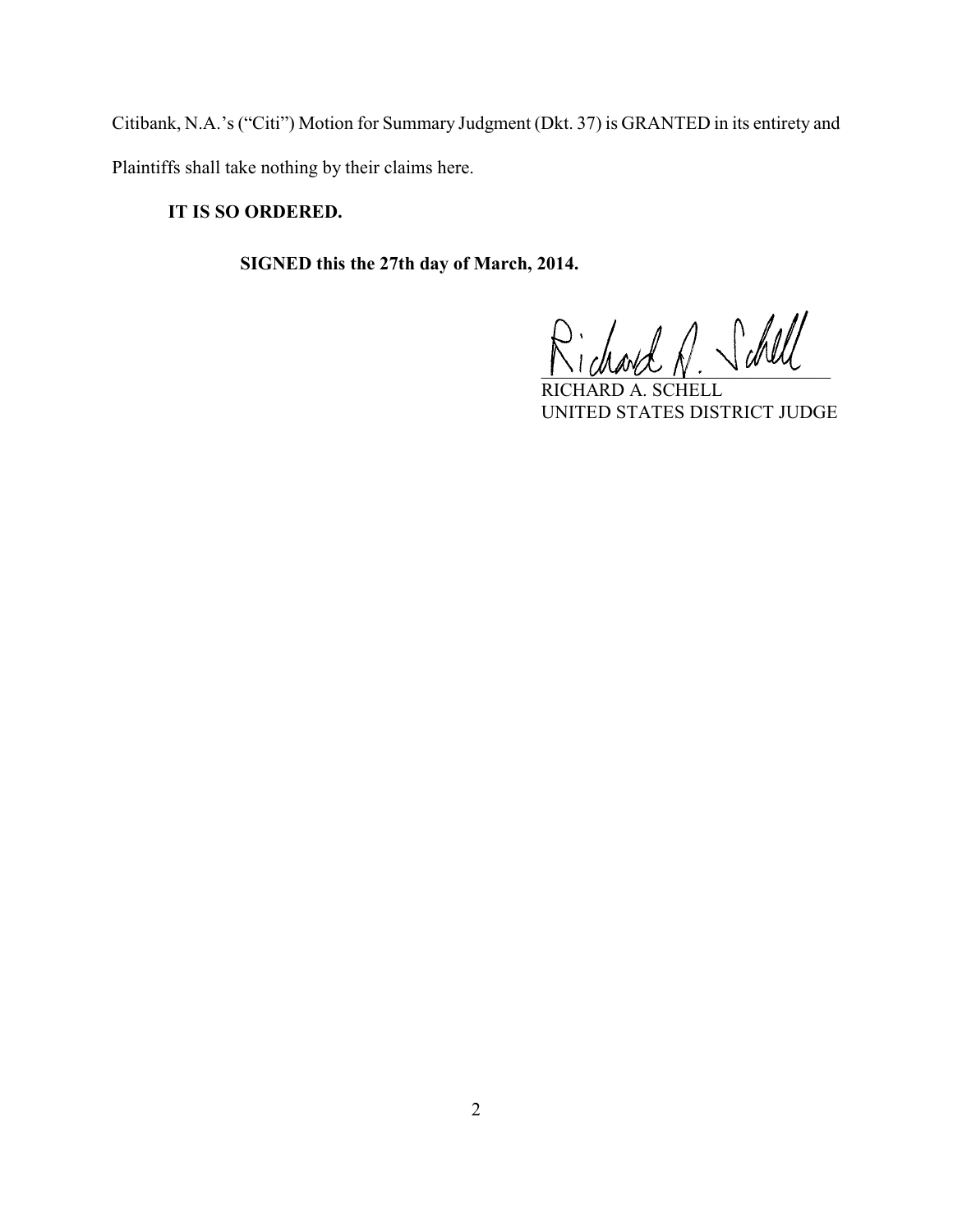Citibank, N.A.'s ("Citi") Motion for Summary Judgment (Dkt. 37) is GRANTED in its entirety and Plaintiffs shall take nothing by their claims here.

**IT IS SO ORDERED.**

**SIGNED this the 27th day of March, 2014.**

RICHARD A. SCHELL
UNITED STATES DISTRICT JUDGE